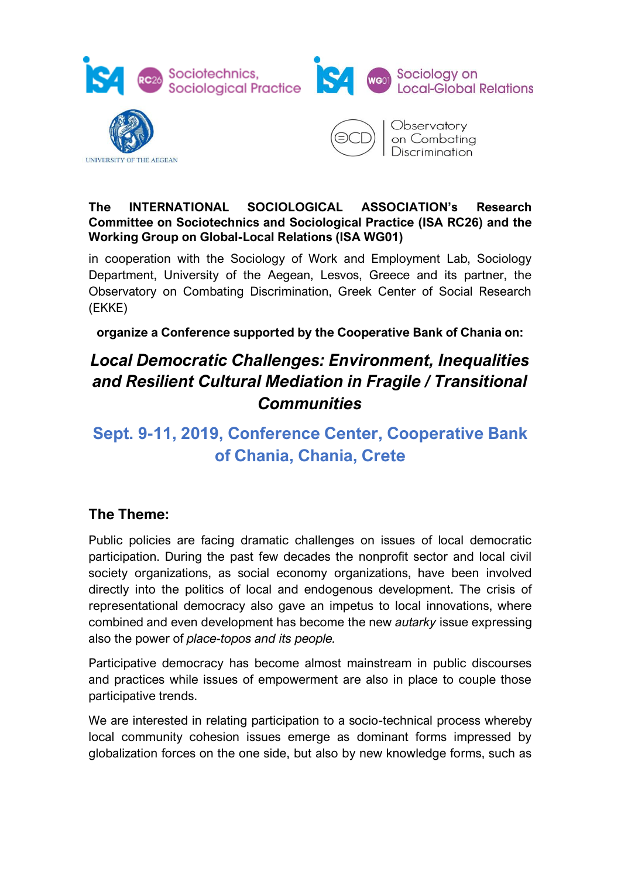ISA RC26 Sociotechnics, Sociological Practice

ISA WG01 Sociology on Local-Global Relations

UNIVERSITY OF THE AEGEAN

OCD | Observatory on Combating Discrimination

**The INTERNATIONAL SOCIOLOGICAL ASSOCIATION's Research Committee on Sociotechnics and Sociological Practice (ISA RC26) and the Working Group on Global-Local Relations (ISA WG01)**

in cooperation with the Sociology of Work and Employment Lab, Sociology Department, University of the Aegean, Lesvos, Greece and its partner, the Observatory on Combating Discrimination, Greek Center of Social Research (EKKE)

**organize a Conference supported by the Cooperative Bank of Chania on:**

# *Local Democratic Challenges: Environment, Inequalities and Resilient Cultural Mediation in Fragile / Transitional Communities*

## Sept. 9-11, 2019, Conference Center, Cooperative Bank of Chania, Chania, Crete

## The Theme:

Public policies are facing dramatic challenges on issues of local democratic participation. During the past few decades the nonprofit sector and local civil society organizations, as social economy organizations, have been involved directly into the politics of local and endogenous development. The crisis of representational democracy also gave an impetus to local innovations, where combined and even development has become the new *autarky* issue expressing also the power of *place-topos and its people.*

Participative democracy has become almost mainstream in public discourses and practices while issues of empowerment are also in place to couple those participative trends.

We are interested in relating participation to a socio-technical process whereby local community cohesion issues emerge as dominant forms impressed by globalization forces on the one side, but also by new knowledge forms, such as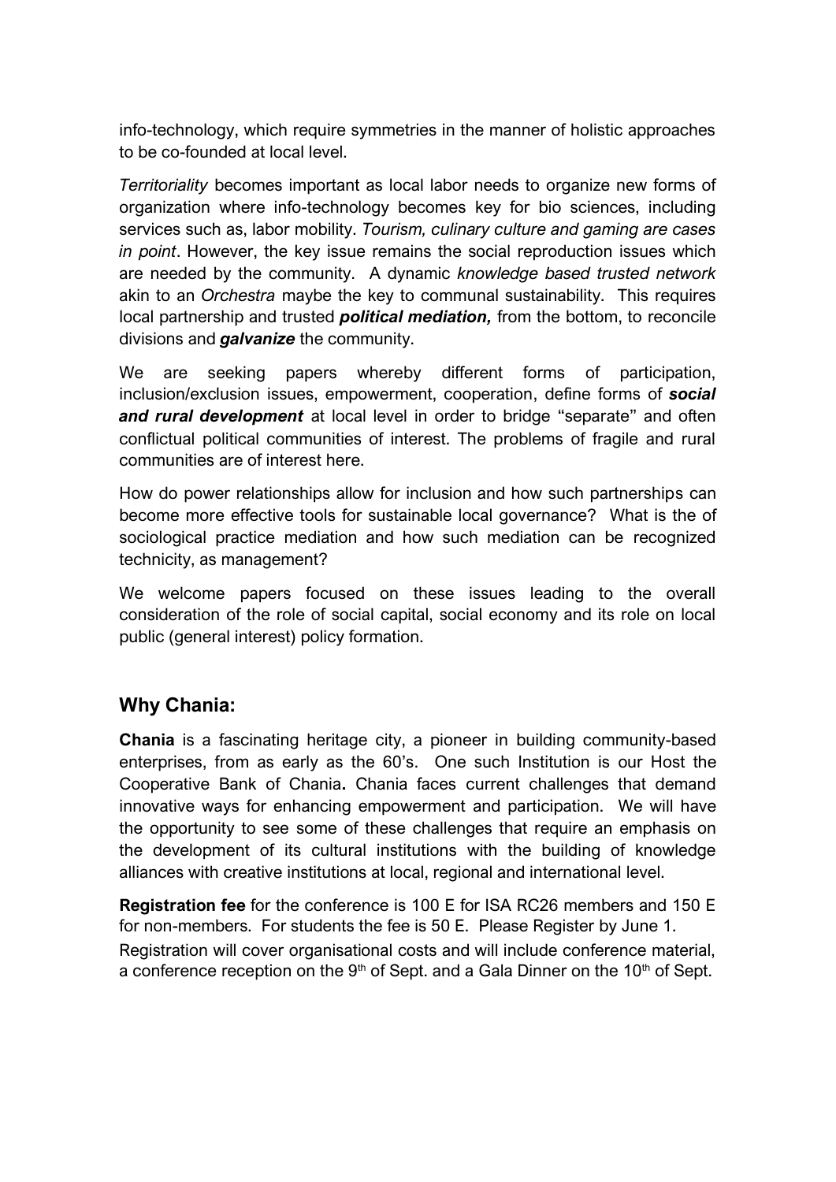info-technology, which require symmetries in the manner of holistic approaches to be co-founded at local level.

*Territoriality* becomes important as local labor needs to organize new forms of organization where info-technology becomes key for bio sciences, including services such as, labor mobility. *Tourism, culinary culture and gaming are cases in point*. However, the key issue remains the social reproduction issues which are needed by the community. A dynamic *knowledge based trusted network* akin to an *Orchestra* maybe the key to communal sustainability. This requires local partnership and trusted ***political mediation,*** from the bottom, to reconcile divisions and ***galvanize*** the community.

We are seeking papers whereby different forms of participation, inclusion/exclusion issues, empowerment, cooperation, define forms of ***social and rural development*** at local level in order to bridge "separate" and often conflictual political communities of interest. The problems of fragile and rural communities are of interest here.

How do power relationships allow for inclusion and how such partnerships can become more effective tools for sustainable local governance? What is the of sociological practice mediation and how such mediation can be recognized technicity, as management?

We welcome papers focused on these issues leading to the overall consideration of the role of social capital, social economy and its role on local public (general interest) policy formation.

## Why Chania:

**Chania** is a fascinating heritage city, a pioneer in building community-based enterprises, from as early as the 60's. One such Institution is our Host the Cooperative Bank of Chania**.** Chania faces current challenges that demand innovative ways for enhancing empowerment and participation. We will have the opportunity to see some of these challenges that require an emphasis on the development of its cultural institutions with the building of knowledge alliances with creative institutions at local, regional and international level.

**Registration fee** for the conference is 100 E for ISA RC26 members and 150 E for non-members. For students the fee is 50 E. Please Register by June 1.

Registration will cover organisational costs and will include conference material, a conference reception on the 9th of Sept. and a Gala Dinner on the 10th of Sept.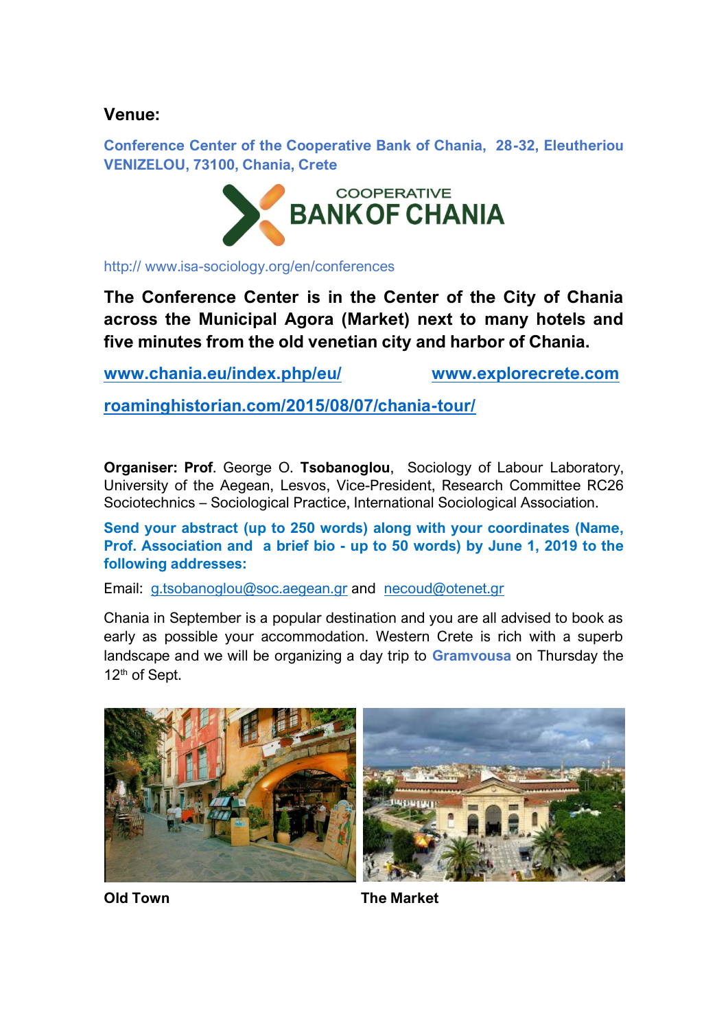## Venue:

**Conference Center of the Cooperative Bank of Chania, 28-32, Eleutheriou VENIZELOU, 73100, Chania, Crete**

COOPERATIVE BANK OF CHANIA

http:// www.isa-sociology.org/en/conferences

**The Conference Center is in the Center of the City of Chania across the Municipal Agora (Market) next to many hotels and five minutes from the old venetian city and harbor of Chania.**

**www.chania.eu/index.php/eu/** **www.explorecrete.com**

**roaminghistorian.com/2015/08/07/chania-tour/**

**Organiser: Prof**. George O. **Tsobanoglou**, Sociology of Labour Laboratory, University of the Aegean, Lesvos, Vice-President, Research Committee RC26 Sociotechnics – Sociological Practice, International Sociological Association.

**Send your abstract (up to 250 words) along with your coordinates (Name, Prof. Association and a brief bio - up to 50 words) by June 1, 2019 to the following addresses:**

Email: g.tsobanoglou@soc.aegean.gr and necoud@otenet.gr

Chania in September is a popular destination and you are all advised to book as early as possible your accommodation. Western Crete is rich with a superb landscape and we will be organizing a day trip to **Gramvousa** on Thursday the 12th of Sept.

**Old Town** **The Market**